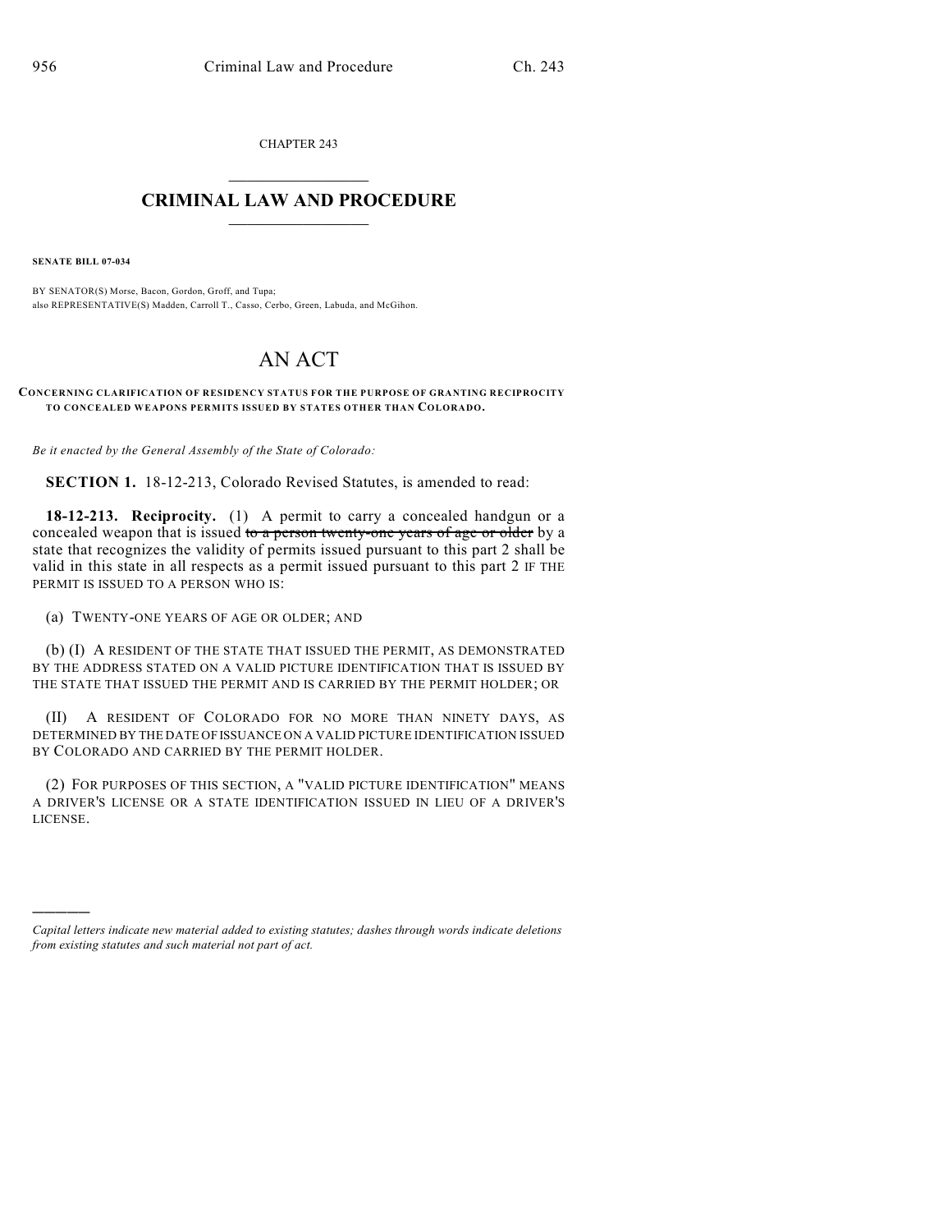CHAPTER 243

# CRIMINAL LAW AND PROCEDURE

**SENATE BILL 07-034**

BY SENATOR(S) Morse, Bacon, Gordon, Groff, and Tupa;
also REPRESENTATIVE(S) Madden, Carroll T., Casso, Cerbo, Green, Labuda, and McGihon.

# AN ACT

**CONCERNING CLARIFICATION OF RESIDENCY STATUS FOR THE PURPOSE OF GRANTING RECIPROCITY TO CONCEALED WEAPONS PERMITS ISSUED BY STATES OTHER THAN COLORADO.**

*Be it enacted by the General Assembly of the State of Colorado:*

**SECTION 1.** 18-12-213, Colorado Revised Statutes, is amended to read:

**18-12-213. Reciprocity.** (1) A permit to carry a concealed handgun or a concealed weapon that is issued ~~to a person twenty-one years of age or older~~ by a state that recognizes the validity of permits issued pursuant to this part 2 shall be valid in this state in all respects as a permit issued pursuant to this part 2 IF THE PERMIT IS ISSUED TO A PERSON WHO IS:

(a) TWENTY-ONE YEARS OF AGE OR OLDER; AND

(b) (I) A RESIDENT OF THE STATE THAT ISSUED THE PERMIT, AS DEMONSTRATED BY THE ADDRESS STATED ON A VALID PICTURE IDENTIFICATION THAT IS ISSUED BY THE STATE THAT ISSUED THE PERMIT AND IS CARRIED BY THE PERMIT HOLDER; OR

(II) A RESIDENT OF COLORADO FOR NO MORE THAN NINETY DAYS, AS DETERMINED BY THE DATE OF ISSUANCE ON A VALID PICTURE IDENTIFICATION ISSUED BY COLORADO AND CARRIED BY THE PERMIT HOLDER.

(2) FOR PURPOSES OF THIS SECTION, A "VALID PICTURE IDENTIFICATION" MEANS A DRIVER'S LICENSE OR A STATE IDENTIFICATION ISSUED IN LIEU OF A DRIVER'S LICENSE.

---

*Capital letters indicate new material added to existing statutes; dashes through words indicate deletions from existing statutes and such material not part of act.*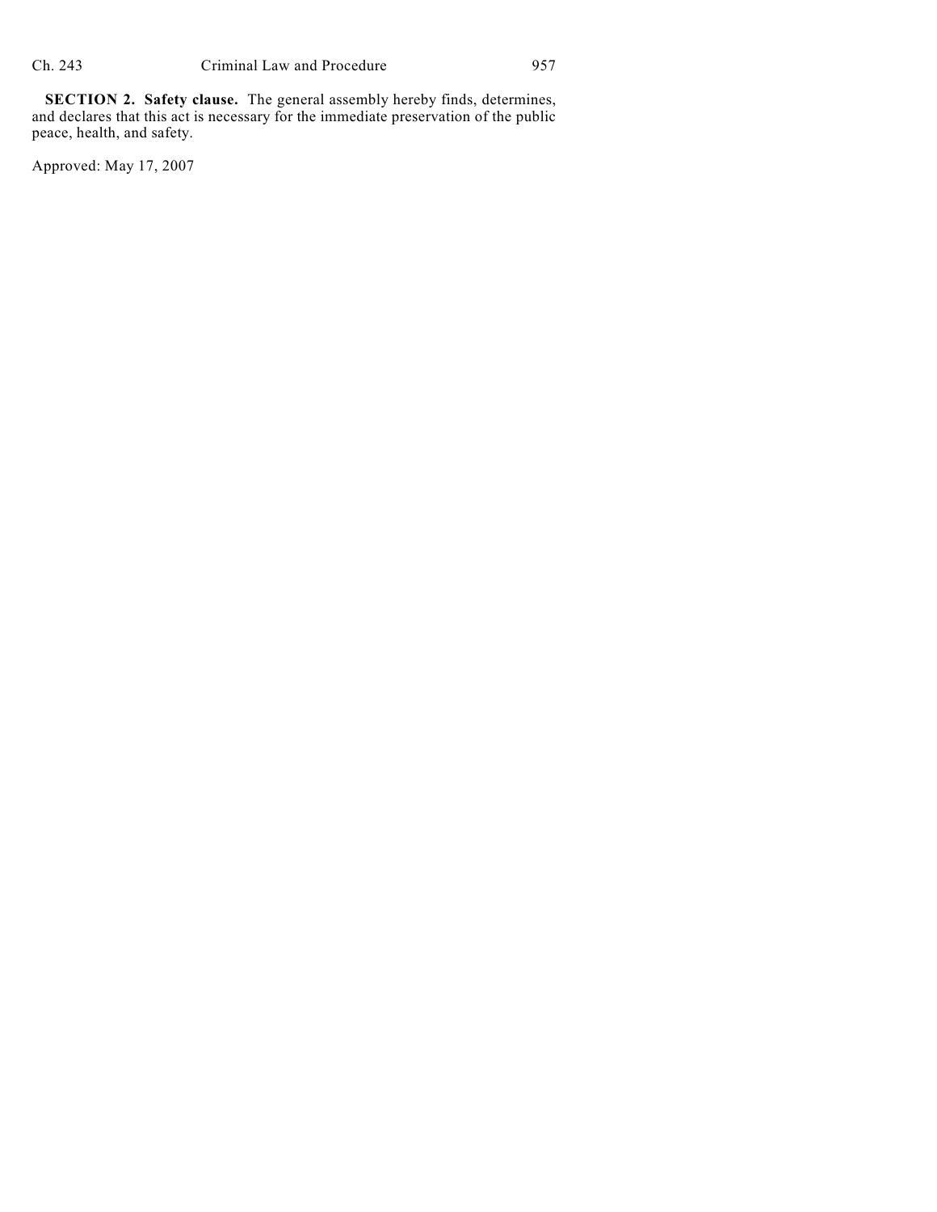**SECTION 2. Safety clause.** The general assembly hereby finds, determines, and declares that this act is necessary for the immediate preservation of the public peace, health, and safety.

Approved: May 17, 2007